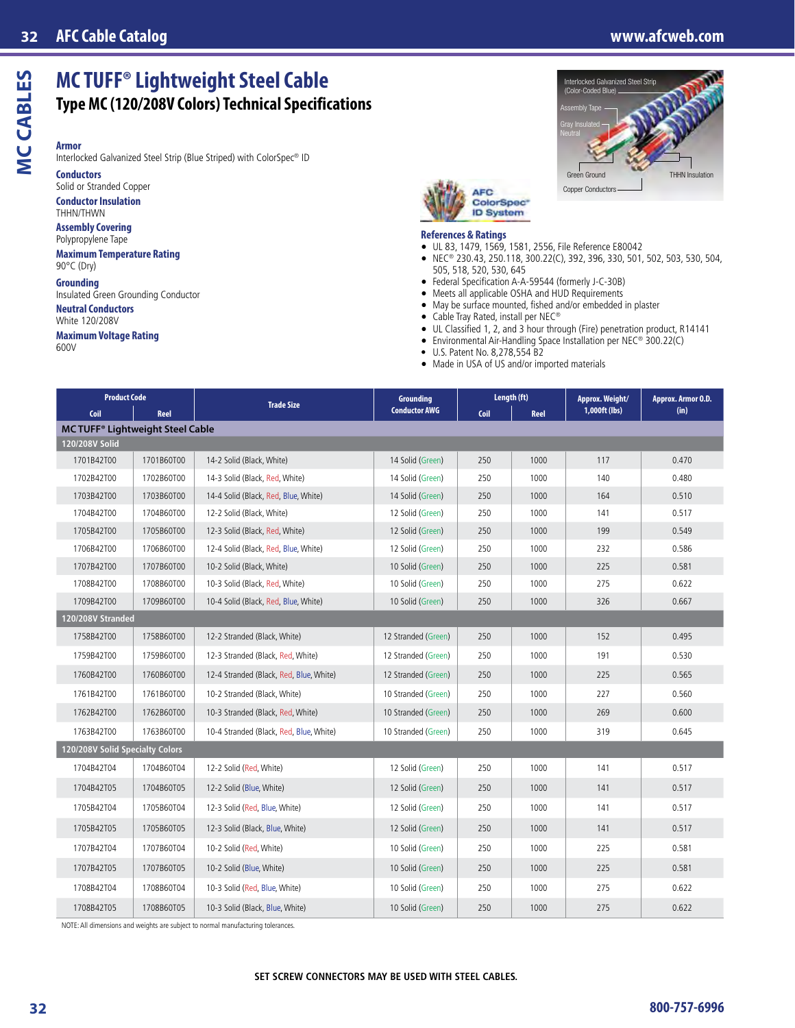# MC TUFF® Lightweight Steel Cable

## Type MC (120/208V Colors) Technical Specifications

**Armor**
Interlocked Galvanized Steel Strip (Blue Striped) with ColorSpec® ID

**Conductors**
Solid or Stranded Copper

**Conductor Insulation**
THHN/THWN

**Assembly Covering**
Polypropylene Tape

**Maximum Temperature Rating**
90°C (Dry)

**Grounding**
Insulated Green Grounding Conductor

**Neutral Conductors**
White 120/208V

**Maximum Voltage Rating**
600V

Interlocked Galvanized Steel Strip (Color-Coded Blue)
Assembly Tape
Gray Insulated Neutral
Green Ground
THHN Insulation
Copper Conductors

AFC ColorSpec® ID System

**References & Ratings**

- UL 83, 1479, 1569, 1581, 2556, File Reference E80042
- NEC® 230.43, 250.118, 300.22(C), 392, 396, 330, 501, 502, 503, 530, 504, 505, 518, 520, 530, 645
- Federal Specification A-A-59544 (formerly J-C-30B)
- Meets all applicable OSHA and HUD Requirements
- May be surface mounted, fished and/or embedded in plaster
- Cable Tray Rated, install per NEC®
- UL Classified 1, 2, and 3 hour through (Fire) penetration product, R14141
- Environmental Air-Handling Space Installation per NEC® 300.22(C)
- U.S. Patent No. 8,278,554 B2
- Made in USA of US and/or imported materials

| Product Code | | Trade Size | Grounding Conductor AWG | Length (ft) | | Approx. Weight/ 1,000ft (lbs) | Approx. Armor O.D. (in) |
|---|---|---|---|---|---|---|---|
| Coil | Reel | | | Coil | Reel | | |
| **MC TUFF® Lightweight Steel Cable** | | | | | | | |
| **120/208V Solid** | | | | | | | |
| 1701B42T00 | 1701B60T00 | 14-2 Solid (Black, White) | 14 Solid (Green) | 250 | 1000 | 117 | 0.470 |
| 1702B42T00 | 1702B60T00 | 14-3 Solid (Black, Red, White) | 14 Solid (Green) | 250 | 1000 | 140 | 0.480 |
| 1703B42T00 | 1703B60T00 | 14-4 Solid (Black, Red, Blue, White) | 14 Solid (Green) | 250 | 1000 | 164 | 0.510 |
| 1704B42T00 | 1704B60T00 | 12-2 Solid (Black, White) | 12 Solid (Green) | 250 | 1000 | 141 | 0.517 |
| 1705B42T00 | 1705B60T00 | 12-3 Solid (Black, Red, White) | 12 Solid (Green) | 250 | 1000 | 199 | 0.549 |
| 1706B42T00 | 1706B60T00 | 12-4 Solid (Black, Red, Blue, White) | 12 Solid (Green) | 250 | 1000 | 232 | 0.586 |
| 1707B42T00 | 1707B60T00 | 10-2 Solid (Black, White) | 10 Solid (Green) | 250 | 1000 | 225 | 0.581 |
| 1708B42T00 | 1708B60T00 | 10-3 Solid (Black, Red, White) | 10 Solid (Green) | 250 | 1000 | 275 | 0.622 |
| 1709B42T00 | 1709B60T00 | 10-4 Solid (Black, Red, Blue, White) | 10 Solid (Green) | 250 | 1000 | 326 | 0.667 |
| **120/208V Stranded** | | | | | | | |
| 1758B42T00 | 1758B60T00 | 12-2 Stranded (Black, White) | 12 Stranded (Green) | 250 | 1000 | 152 | 0.495 |
| 1759B42T00 | 1759B60T00 | 12-3 Stranded (Black, Red, White) | 12 Stranded (Green) | 250 | 1000 | 191 | 0.530 |
| 1760B42T00 | 1760B60T00 | 12-4 Stranded (Black, Red, Blue, White) | 12 Stranded (Green) | 250 | 1000 | 225 | 0.565 |
| 1761B42T00 | 1761B60T00 | 10-2 Stranded (Black, White) | 10 Stranded (Green) | 250 | 1000 | 227 | 0.560 |
| 1762B42T00 | 1762B60T00 | 10-3 Stranded (Black, Red, White) | 10 Stranded (Green) | 250 | 1000 | 269 | 0.600 |
| 1763B42T00 | 1763B60T00 | 10-4 Stranded (Black, Red, Blue, White) | 10 Stranded (Green) | 250 | 1000 | 319 | 0.645 |
| **120/208V Solid Specialty Colors** | | | | | | | |
| 1704B42T04 | 1704B60T04 | 12-2 Solid (Red, White) | 12 Solid (Green) | 250 | 1000 | 141 | 0.517 |
| 1704B42T05 | 1704B60T05 | 12-2 Solid (Blue, White) | 12 Solid (Green) | 250 | 1000 | 141 | 0.517 |
| 1705B42T04 | 1705B60T04 | 12-3 Solid (Red, Blue, White) | 12 Solid (Green) | 250 | 1000 | 141 | 0.517 |
| 1705B42T05 | 1705B60T05 | 12-3 Solid (Black, Blue, White) | 12 Solid (Green) | 250 | 1000 | 141 | 0.517 |
| 1707B42T04 | 1707B60T04 | 10-2 Solid (Red, White) | 10 Solid (Green) | 250 | 1000 | 225 | 0.581 |
| 1707B42T05 | 1707B60T05 | 10-2 Solid (Blue, White) | 10 Solid (Green) | 250 | 1000 | 225 | 0.581 |
| 1708B42T04 | 1708B60T04 | 10-3 Solid (Red, Blue, White) | 10 Solid (Green) | 250 | 1000 | 275 | 0.622 |
| 1708B42T05 | 1708B60T05 | 10-3 Solid (Black, Blue, White) | 10 Solid (Green) | 250 | 1000 | 275 | 0.622 |

NOTE: All dimensions and weights are subject to normal manufacturing tolerances.

**SET SCREW CONNECTORS MAY BE USED WITH STEEL CABLES.**

800-757-6996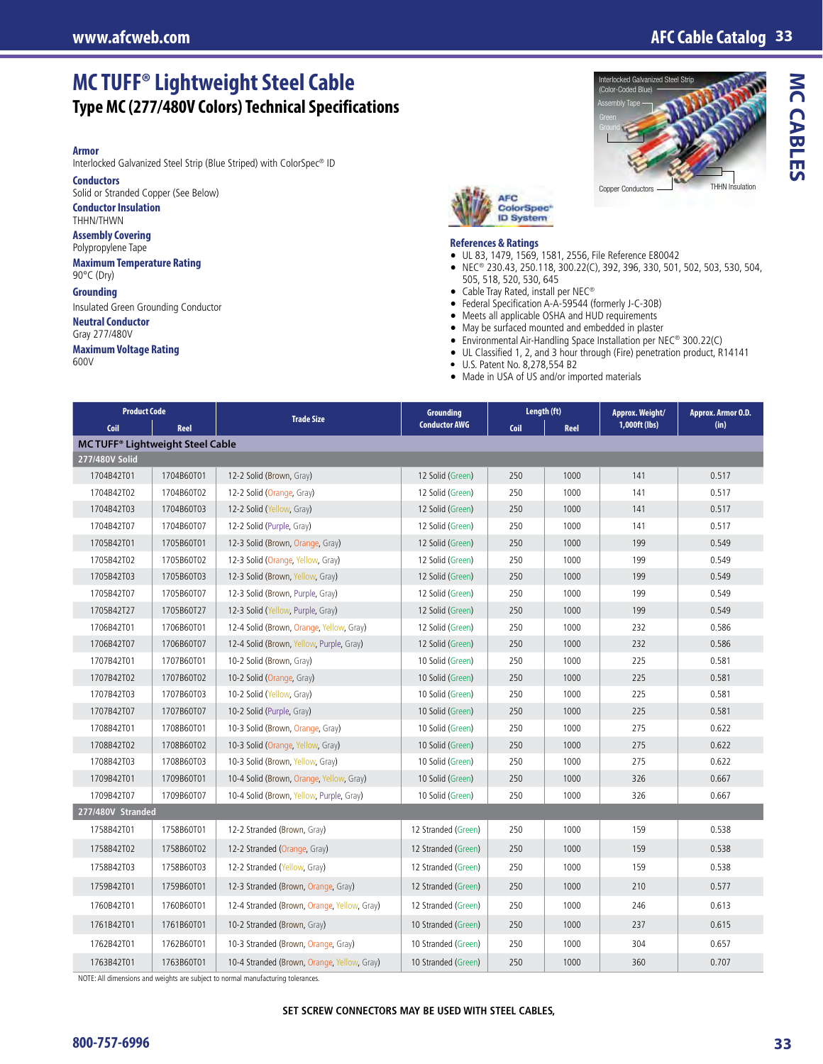# MC TUFF® Lightweight Steel Cable

## Type MC (277/480V Colors) Technical Specifications

**Armor**
Interlocked Galvanized Steel Strip (Blue Striped) with ColorSpec® ID

**Conductors**
Solid or Stranded Copper (See Below)

**Conductor Insulation**
THHN/THWN

**Assembly Covering**
Polypropylene Tape

**Maximum Temperature Rating**
90°C (Dry)

**Grounding**
Insulated Green Grounding Conductor

**Neutral Conductor**
Gray 277/480V

**Maximum Voltage Rating**
600V

Interlocked Galvanized Steel Strip (Color-Coded Blue)
Assembly Tape
Green Ground
Copper Conductors
THHN Insulation

AFC ColorSpec® ID System

**References & Ratings**

- UL 83, 1479, 1569, 1581, 2556, File Reference E80042
- NEC® 230.43, 250.118, 300.22(C), 392, 396, 330, 501, 502, 503, 530, 504, 505, 518, 520, 530, 645
- Cable Tray Rated, install per NEC®
- Federal Specification A-A-59544 (formerly J-C-30B)
- Meets all applicable OSHA and HUD requirements
- May be surfaced mounted and embedded in plaster
- Environmental Air-Handling Space Installation per NEC® 300.22(C)
- UL Classified 1, 2, and 3 hour through (Fire) penetration product, R14141
- U.S. Patent No. 8,278,554 B2
- Made in USA of US and/or imported materials

| Product Code | | Trade Size | Grounding Conductor AWG | Length (ft) | | Approx. Weight/ 1,000ft (lbs) | Approx. Armor O.D. (in) |
|---|---|---|---|---|---|---|---|
| Coil | Reel | | | Coil | Reel | | |
| **MC TUFF® Lightweight Steel Cable** | | | | | | | |
| **277/480V Solid** | | | | | | | |
| 1704B42T01 | 1704B60T01 | 12-2 Solid (Brown, Gray) | 12 Solid (Green) | 250 | 1000 | 141 | 0.517 |
| 1704B42T02 | 1704B60T02 | 12-2 Solid (Orange, Gray) | 12 Solid (Green) | 250 | 1000 | 141 | 0.517 |
| 1704B42T03 | 1704B60T03 | 12-2 Solid (Yellow, Gray) | 12 Solid (Green) | 250 | 1000 | 141 | 0.517 |
| 1704B42T07 | 1704B60T07 | 12-2 Solid (Purple, Gray) | 12 Solid (Green) | 250 | 1000 | 141 | 0.517 |
| 1705B42T01 | 1705B60T01 | 12-3 Solid (Brown, Orange, Gray) | 12 Solid (Green) | 250 | 1000 | 199 | 0.549 |
| 1705B42T02 | 1705B60T02 | 12-3 Solid (Orange, Yellow, Gray) | 12 Solid (Green) | 250 | 1000 | 199 | 0.549 |
| 1705B42T03 | 1705B60T03 | 12-3 Solid (Brown, Yellow, Gray) | 12 Solid (Green) | 250 | 1000 | 199 | 0.549 |
| 1705B42T07 | 1705B60T07 | 12-3 Solid (Brown, Purple, Gray) | 12 Solid (Green) | 250 | 1000 | 199 | 0.549 |
| 1705B42T27 | 1705B60T27 | 12-3 Solid (Yellow, Purple, Gray) | 12 Solid (Green) | 250 | 1000 | 199 | 0.549 |
| 1706B42T01 | 1706B60T01 | 12-4 Solid (Brown, Orange, Yellow, Gray) | 12 Solid (Green) | 250 | 1000 | 232 | 0.586 |
| 1706B42T07 | 1706B60T07 | 12-4 Solid (Brown, Yellow, Purple, Gray) | 12 Solid (Green) | 250 | 1000 | 232 | 0.586 |
| 1707B42T01 | 1707B60T01 | 10-2 Solid (Brown, Gray) | 10 Solid (Green) | 250 | 1000 | 225 | 0.581 |
| 1707B42T02 | 1707B60T02 | 10-2 Solid (Orange, Gray) | 10 Solid (Green) | 250 | 1000 | 225 | 0.581 |
| 1707B42T03 | 1707B60T03 | 10-2 Solid (Yellow, Gray) | 10 Solid (Green) | 250 | 1000 | 225 | 0.581 |
| 1707B42T07 | 1707B60T07 | 10-2 Solid (Purple, Gray) | 10 Solid (Green) | 250 | 1000 | 225 | 0.581 |
| 1708B42T01 | 1708B60T01 | 10-3 Solid (Brown, Orange, Gray) | 10 Solid (Green) | 250 | 1000 | 275 | 0.622 |
| 1708B42T02 | 1708B60T02 | 10-3 Solid (Orange, Yellow, Gray) | 10 Solid (Green) | 250 | 1000 | 275 | 0.622 |
| 1708B42T03 | 1708B60T03 | 10-3 Solid (Brown, Yellow, Gray) | 10 Solid (Green) | 250 | 1000 | 275 | 0.622 |
| 1709B42T01 | 1709B60T01 | 10-4 Solid (Brown, Orange, Yellow, Gray) | 10 Solid (Green) | 250 | 1000 | 326 | 0.667 |
| 1709B42T07 | 1709B60T07 | 10-4 Solid (Brown, Yellow, Purple, Gray) | 10 Solid (Green) | 250 | 1000 | 326 | 0.667 |
| **277/480V Stranded** | | | | | | | |
| 1758B42T01 | 1758B60T01 | 12-2 Stranded (Brown, Gray) | 12 Stranded (Green) | 250 | 1000 | 159 | 0.538 |
| 1758B42T02 | 1758B60T02 | 12-2 Stranded (Orange, Gray) | 12 Stranded (Green) | 250 | 1000 | 159 | 0.538 |
| 1758B42T03 | 1758B60T03 | 12-2 Stranded (Yellow, Gray) | 12 Stranded (Green) | 250 | 1000 | 159 | 0.538 |
| 1759B42T01 | 1759B60T01 | 12-3 Stranded (Brown, Orange, Gray) | 12 Stranded (Green) | 250 | 1000 | 210 | 0.577 |
| 1760B42T01 | 1760B60T01 | 12-4 Stranded (Brown, Orange, Yellow, Gray) | 12 Stranded (Green) | 250 | 1000 | 246 | 0.613 |
| 1761B42T01 | 1761B60T01 | 10-2 Stranded (Brown, Gray) | 10 Stranded (Green) | 250 | 1000 | 237 | 0.615 |
| 1762B42T01 | 1762B60T01 | 10-3 Stranded (Brown, Orange, Gray) | 10 Stranded (Green) | 250 | 1000 | 304 | 0.657 |
| 1763B42T01 | 1763B60T01 | 10-4 Stranded (Brown, Orange, Yellow, Gray) | 10 Stranded (Green) | 250 | 1000 | 360 | 0.707 |

NOTE: All dimensions and weights are subject to normal manufacturing tolerances.

**SET SCREW CONNECTORS MAY BE USED WITH STEEL CABLES,**

800-757-6996